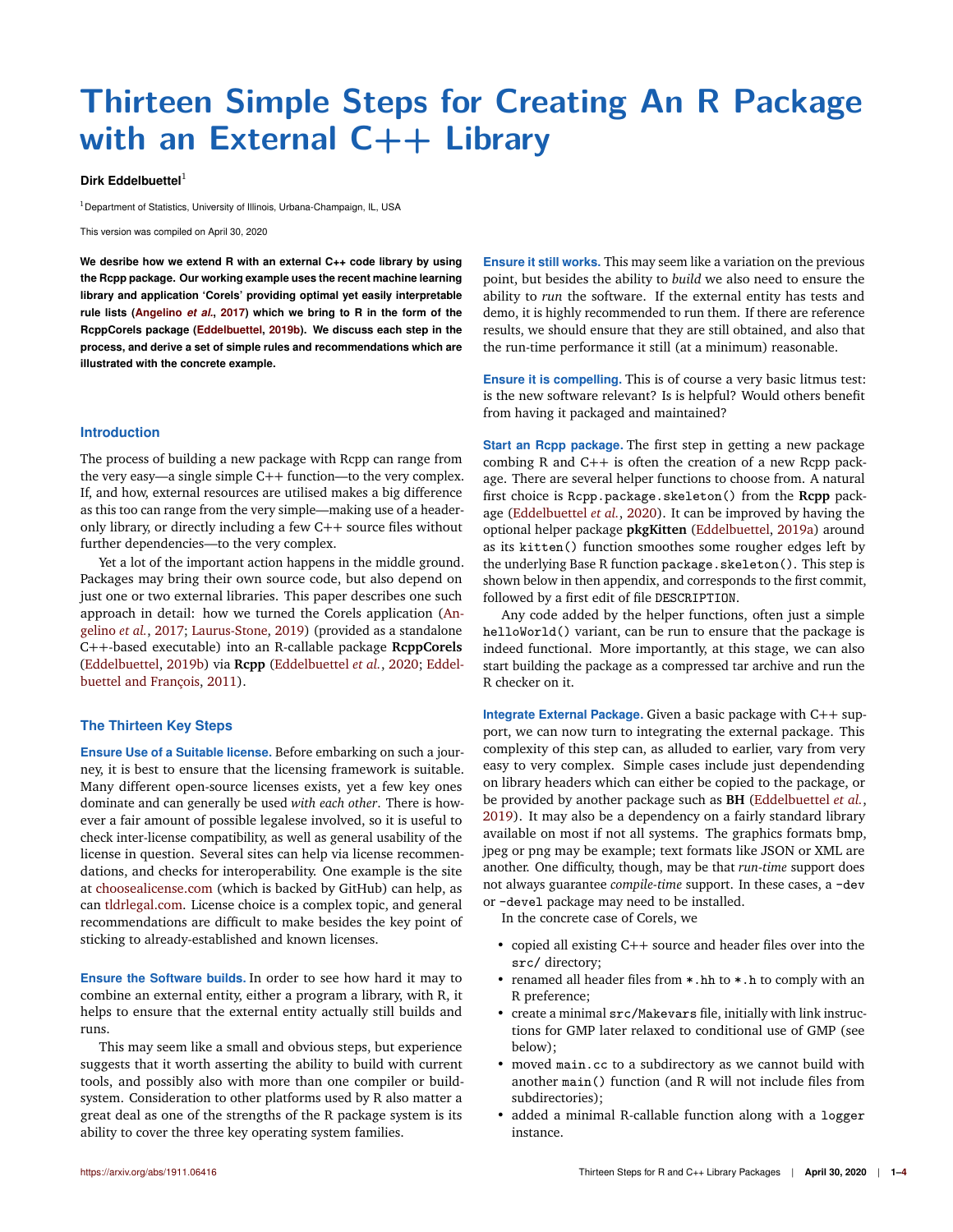# Thirteen Simple Steps for Creating An R Package with an External C++ Library

**Dirk Eddelbuettel**[1]

[1]Department of Statistics, University of Illinois, Urbana-Champaign, IL, USA

This version was compiled on April 30, 2020

**We desribe how we extend R with an external C++ code library by using the Rcpp package. Our working example uses the recent machine learning library and application 'Corels' providing optimal yet easily interpretable rule lists (Angelino *et al.*, 2017) which we bring to R in the form of the RcppCorels package (Eddelbuettel, 2019b). We discuss each step in the process, and derive a set of simple rules and recommendations which are illustrated with the concrete example.**

## Introduction

The process of building a new package with Rcpp can range from the very easy—a single simple C++ function—to the very complex. If, and how, external resources are utilised makes a big difference as this too can range from the very simple—making use of a header-only library, or directly including a few C++ source files without further dependencies—to the very complex.

Yet a lot of the important action happens in the middle ground. Packages may bring their own source code, but also depend on just one or two external libraries. This paper describes one such approach in detail: how we turned the Corels application (Angelino *et al.*, 2017; Laurus-Stone, 2019) (provided as a standalone C++-based executable) into an R-callable package **RcppCorels** (Eddelbuettel, 2019b) via **Rcpp** (Eddelbuettel *et al.*, 2020; Eddelbuettel and François, 2011).

## The Thirteen Key Steps

**Ensure Use of a Suitable license.** Before embarking on such a journey, it is best to ensure that the licensing framework is suitable. Many different open-source licenses exists, yet a few key ones dominate and can generally be used *with each other*. There is however a fair amount of possible legalese involved, so it is useful to check inter-license compatibility, as well as general usability of the license in question. Several sites can help via license recommendations, and checks for interoperability. One example is the site at choosealicense.com (which is backed by GitHub) can help, as can tldrlegal.com. License choice is a complex topic, and general recommendations are difficult to make besides the key point of sticking to already-established and known licenses.

**Ensure the Software builds.** In order to see how hard it may to combine an external entity, either a program a library, with R, it helps to ensure that the external entity actually still builds and runs.

This may seem like a small and obvious steps, but experience suggests that it worth asserting the ability to build with current tools, and possibly also with more than one compiler or build-system. Consideration to other platforms used by R also matter a great deal as one of the strengths of the R package system is its ability to cover the three key operating system families.

**Ensure it still works.** This may seem like a variation on the previous point, but besides the ability to *build* we also need to ensure the ability to *run* the software. If the external entity has tests and demo, it is highly recommended to run them. If there are reference results, we should ensure that they are still obtained, and also that the run-time performance it still (at a minimum) reasonable.

**Ensure it is compelling.** This is of course a very basic litmus test: is the new software relevant? Is is helpful? Would others benefit from having it packaged and maintained?

**Start an Rcpp package.** The first step in getting a new package combing R and C++ is often the creation of a new Rcpp package. There are several helper functions to choose from. A natural first choice is `Rcpp.package.skeleton()` from the **Rcpp** package (Eddelbuettel *et al.*, 2020). It can be improved by having the optional helper package **pkgKitten** (Eddelbuettel, 2019a) around as its `kitten()` function smoothes some rougher edges left by the underlying Base R function `package.skeleton()`. This step is shown below in then appendix, and corresponds to the first commit, followed by a first edit of file `DESCRIPTION`.

Any code added by the helper functions, often just a simple `helloWorld()` variant, can be run to ensure that the package is indeed functional. More importantly, at this stage, we can also start building the package as a compressed tar archive and run the R checker on it.

**Integrate External Package.** Given a basic package with C++ support, we can now turn to integrating the external package. This complexity of this step can, as alluded to earlier, vary from very easy to very complex. Simple cases include just dependending on library headers which can either be copied to the package, or be provided by another package such as **BH** (Eddelbuettel *et al.*, 2019). It may also be a dependency on a fairly standard library available on most if not all systems. The graphics formats bmp, jpeg or png may be example; text formats like JSON or XML are another. One difficulty, though, may be that *run-time* support does not always guarantee *compile-time* support. In these cases, a `-dev` or `-devel` package may need to be installed.

In the concrete case of Corels, we

- copied all existing C++ source and header files over into the `src/` directory;
- renamed all header files from `*.hh` to `*.h` to comply with an R preference;
- create a minimal `src/Makevars` file, initially with link instructions for GMP later relaxed to conditional use of GMP (see below);
- moved `main.cc` to a subdirectory as we cannot build with another `main()` function (and R will not include files from subdirectories);
- added a minimal R-callable function along with a `logger` instance.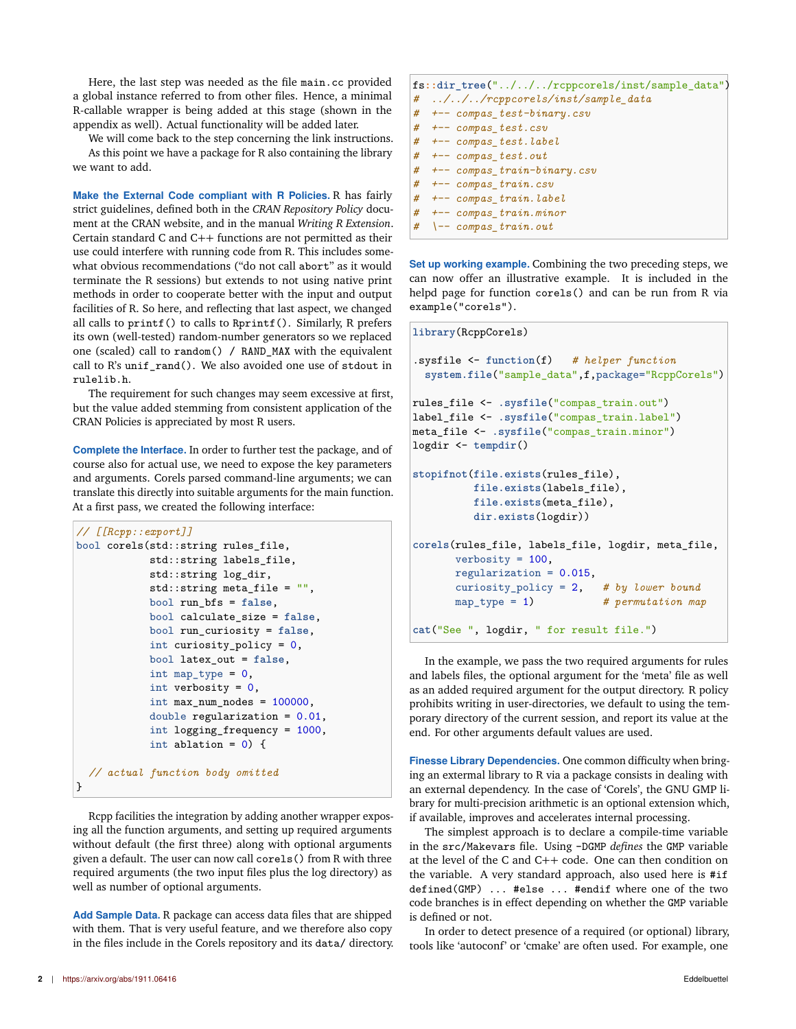Here, the last step was needed as the file `main.cc` provided a global instance referred to from other files. Hence, a minimal R-callable wrapper is being added at this stage (shown in the appendix as well). Actual functionality will be added later.

We will come back to the step concerning the link instructions.

As this point we have a package for R also containing the library we want to add.

**Make the External Code compliant with R Policies.** R has fairly strict guidelines, defined both in the *CRAN Repository Policy* document at the CRAN website, and in the manual *Writing R Extension*. Certain standard C and C++ functions are not permitted as their use could interfere with running code from R. This includes somewhat obvious recommendations ("do not call `abort`" as it would terminate the R sessions) but extends to not using native print methods in order to cooperate better with the input and output facilities of R. So here, and reflecting that last aspect, we changed all calls to `printf()` to calls to `Rprintf()`. Similarly, R prefers its own (well-tested) random-number generators so we replaced one (scaled) call to `random() / RAND_MAX` with the equivalent call to R's `unif_rand()`. We also avoided one use of `stdout` in `rulelib.h`.

The requirement for such changes may seem excessive at first, but the value added stemming from consistent application of the CRAN Policies is appreciated by most R users.

**Complete the Interface.** In order to further test the package, and of course also for actual use, we need to expose the key parameters and arguments. Corels parsed command-line arguments; we can translate this directly into suitable arguments for the main function. At a first pass, we created the following interface:

```
// [[Rcpp::export]]
bool corels(std::string rules_file,
            std::string labels_file,
            std::string log_dir,
            std::string meta_file = "",
            bool run_bfs = false,
            bool calculate_size = false,
            bool run_curiosity = false,
            int curiosity_policy = 0,
            bool latex_out = false,
            int map_type = 0,
            int verbosity = 0,
            int max_num_nodes = 100000,
            double regularization = 0.01,
            int logging_frequency = 1000,
            int ablation = 0) {

  // actual function body omitted
}
```

Rcpp facilities the integration by adding another wrapper exposing all the function arguments, and setting up required arguments without default (the first three) along with optional arguments given a default. The user can now call `corels()` from R with three required arguments (the two input files plus the log directory) as well as number of optional arguments.

**Add Sample Data.** R package can access data files that are shipped with them. That is very useful feature, and we therefore also copy in the files include in the Corels repository and its `data/` directory.

```
fs::dir_tree("../../../rcppcorels/inst/sample_data")
#  ../../../rcppcorels/inst/sample_data
#  +-- compas_test-binary.csv
#  +-- compas_test.csv
#  +-- compas_test.label
#  +-- compas_test.out
#  +-- compas_train-binary.csv
#  +-- compas_train.csv
#  +-- compas_train.label
#  +-- compas_train.minor
#  \-- compas_train.out
```

**Set up working example.** Combining the two preceding steps, we can now offer an illustrative example. It is included in the helpd page for function `corels()` and can be run from R via `example("corels")`.

```
library(RcppCorels)

.sysfile <- function(f)   # helper function
  system.file("sample_data",f,package="RcppCorels")

rules_file <- .sysfile("compas_train.out")
label_file <- .sysfile("compas_train.label")
meta_file <- .sysfile("compas_train.minor")
logdir <- tempdir()

stopifnot(file.exists(rules_file),
          file.exists(labels_file),
          file.exists(meta_file),
          dir.exists(logdir))

corels(rules_file, labels_file, logdir, meta_file,
       verbosity = 100,
       regularization = 0.015,
       curiosity_policy = 2,   # by lower bound
       map_type = 1)           # permutation map

cat("See ", logdir, " for result file.")
```

In the example, we pass the two required arguments for rules and labels files, the optional argument for the 'meta' file as well as an added required argument for the output directory. R policy prohibits writing in user-directories, we default to using the temporary directory of the current session, and report its value at the end. For other arguments default values are used.

**Finesse Library Dependencies.** One common difficulty when bringing an external library to R via a package consists in dealing with an external dependency. In the case of 'Corels', the GNU GMP library for multi-precision arithmetic is an optional extension which, if available, improves and accelerates internal processing.

The simplest approach is to declare a compile-time variable in the `src/Makevars` file. Using `-DGMP` *defines* the `GMP` variable at the level of the C and C++ code. One can then condition on the variable. A very standard approach, also used here is `#if defined(GMP) ... #else ... #endif` where one of the two code branches is in effect depending on whether the `GMP` variable is defined or not.

In order to detect presence of a required (or optional) library, tools like 'autoconf' or 'cmake' are often used. For example, one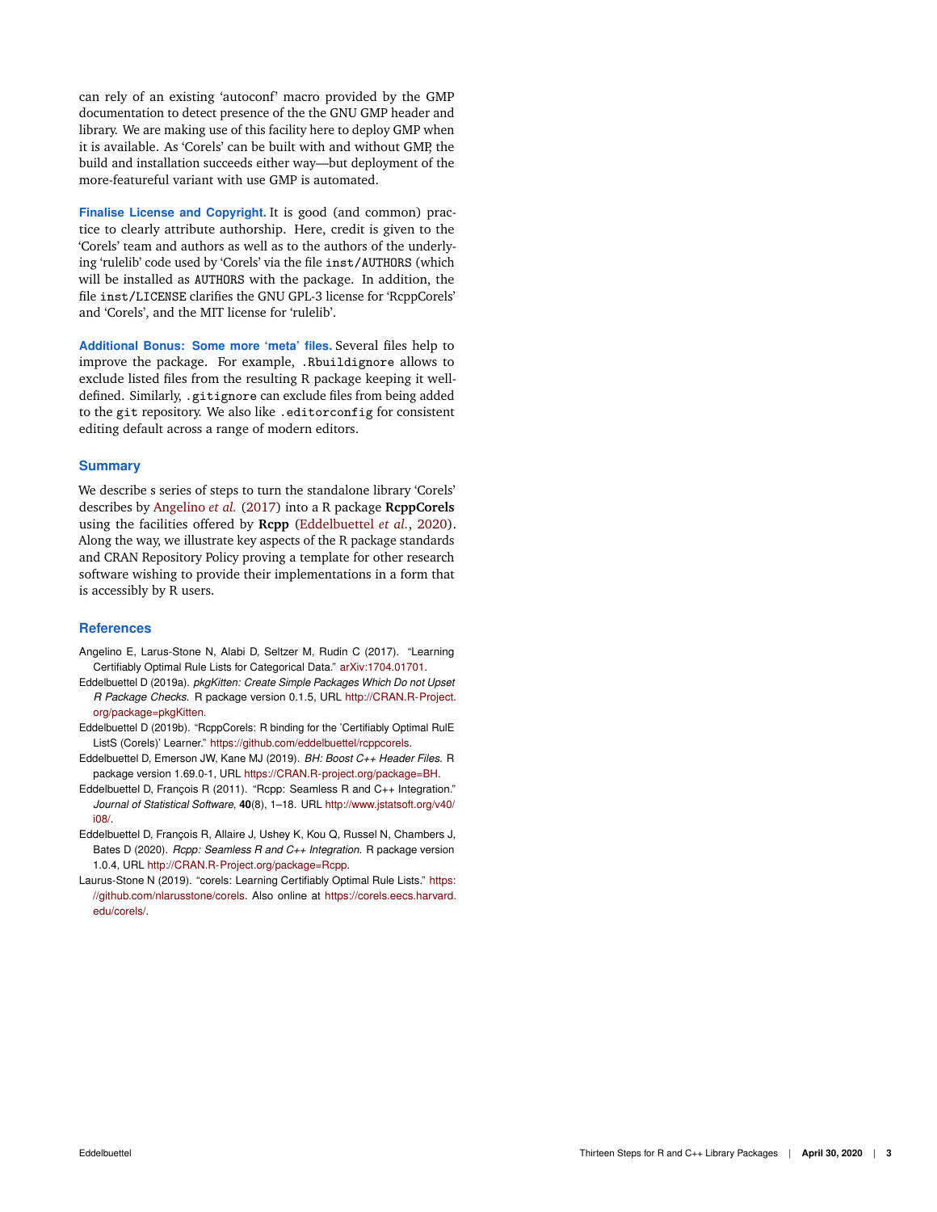can rely of an existing 'autoconf' macro provided by the GMP documentation to detect presence of the the GNU GMP header and library. We are making use of this facility here to deploy GMP when it is available. As 'Corels' can be built with and without GMP, the build and installation succeeds either way—but deployment of the more-featureful variant with use GMP is automated.

**Finalise License and Copyright.** It is good (and common) practice to clearly attribute authorship. Here, credit is given to the 'Corels' team and authors as well as to the authors of the underlying 'rulelib' code used by 'Corels' via the file `inst/AUTHORS` (which will be installed as `AUTHORS` with the package. In addition, the file `inst/LICENSE` clarifies the GNU GPL-3 license for 'RcppCorels' and 'Corels', and the MIT license for 'rulelib'.

**Additional Bonus: Some more 'meta' files.** Several files help to improve the package. For example, `.Rbuildignore` allows to exclude listed files from the resulting R package keeping it well-defined. Similarly, `.gitignore` can exclude files from being added to the `git` repository. We also like `.editorconfig` for consistent editing default across a range of modern editors.

## Summary

We describe s series of steps to turn the standalone library 'Corels' describes by Angelino *et al.* (2017) into a R package **RcppCorels** using the facilities offered by **Rcpp** (Eddelbuettel *et al.*, 2020). Along the way, we illustrate key aspects of the R package standards and CRAN Repository Policy proving a template for other research software wishing to provide their implementations in a form that is accessibly by R users.

## References

Angelino E, Larus-Stone N, Alabi D, Seltzer M, Rudin C (2017). "Learning Certifiably Optimal Rule Lists for Categorical Data." arXiv:1704.01701.

Eddelbuettel D (2019a). *pkgKitten: Create Simple Packages Which Do not Upset R Package Checks*. R package version 0.1.5, URL http://CRAN.R-Project.org/package=pkgKitten.

Eddelbuettel D (2019b). "RcppCorels: R binding for the 'Certifiably Optimal RulE ListS (Corels)' Learner." https://github.com/eddelbuettel/rcppcorels.

Eddelbuettel D, Emerson JW, Kane MJ (2019). *BH: Boost C++ Header Files*. R package version 1.69.0-1, URL https://CRAN.R-project.org/package=BH.

Eddelbuettel D, François R (2011). "Rcpp: Seamless R and C++ Integration." *Journal of Statistical Software*, **40**(8), 1–18. URL http://www.jstatsoft.org/v40/i08/.

Eddelbuettel D, François R, Allaire J, Ushey K, Kou Q, Russel N, Chambers J, Bates D (2020). *Rcpp: Seamless R and C++ Integration*. R package version 1.0.4, URL http://CRAN.R-Project.org/package=Rcpp.

Laurus-Stone N (2019). "corels: Learning Certifiably Optimal Rule Lists." https://github.com/nlarusstone/corels. Also online at https://corels.eecs.harvard.edu/corels/.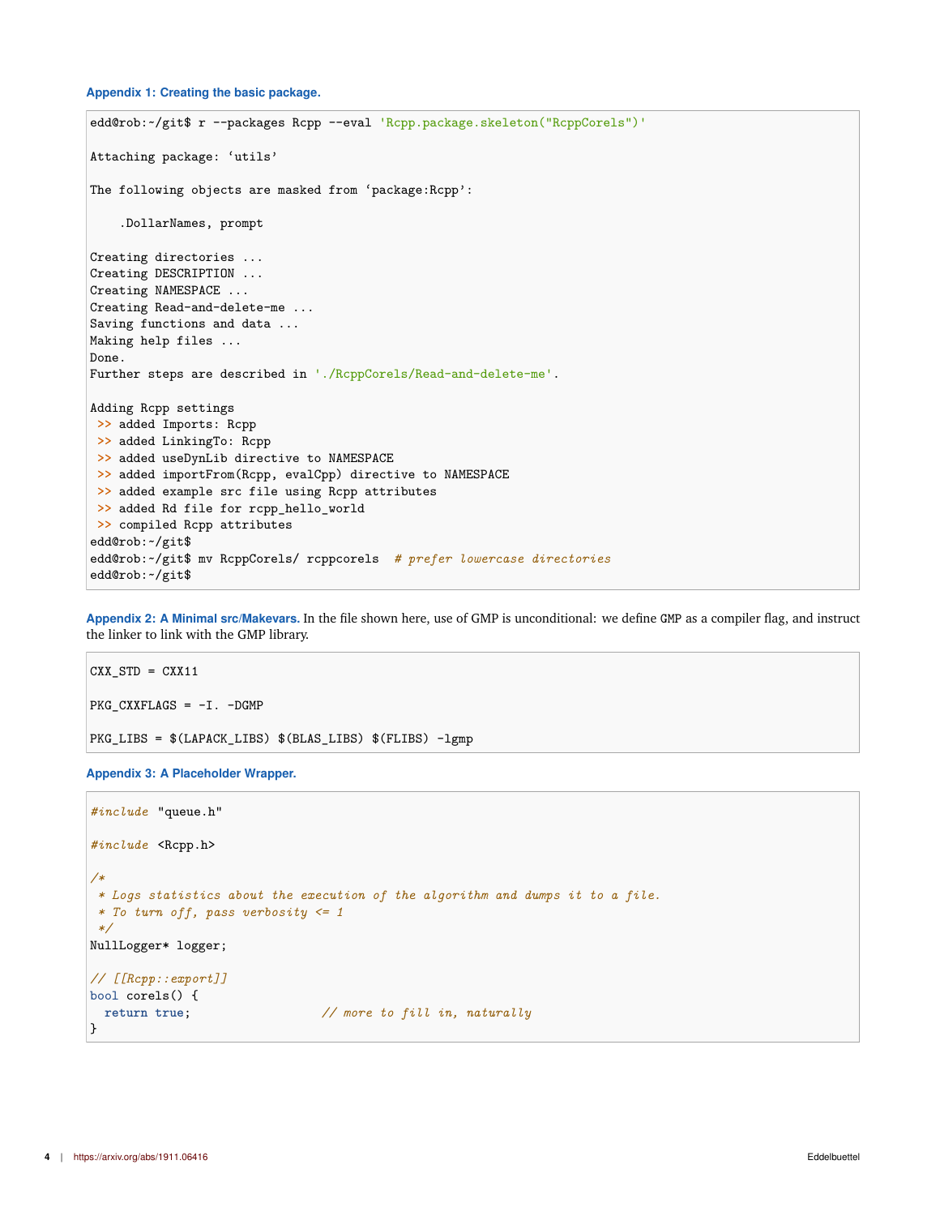**Appendix 1: Creating the basic package.**

```
edd@rob:~/git$ r --packages Rcpp --eval 'Rcpp.package.skeleton("RcppCorels")'

Attaching package: ‘utils’

The following objects are masked from ‘package:Rcpp’:

    .DollarNames, prompt

Creating directories ...
Creating DESCRIPTION ...
Creating NAMESPACE ...
Creating Read-and-delete-me ...
Saving functions and data ...
Making help files ...
Done.
Further steps are described in './RcppCorels/Read-and-delete-me'.

Adding Rcpp settings
 >> added Imports: Rcpp
 >> added LinkingTo: Rcpp
 >> added useDynLib directive to NAMESPACE
 >> added importFrom(Rcpp, evalCpp) directive to NAMESPACE
 >> added example src file using Rcpp attributes
 >> added Rd file for rcpp_hello_world
 >> compiled Rcpp attributes
edd@rob:~/git$
edd@rob:~/git$ mv RcppCorels/ rcppcorels  # prefer lowercase directories
edd@rob:~/git$
```

**Appendix 2: A Minimal src/Makevars.** In the file shown here, use of GMP is unconditional: we define GMP as a compiler flag, and instruct the linker to link with the GMP library.

```
CXX_STD = CXX11

PKG_CXXFLAGS = -I. -DGMP

PKG_LIBS = $(LAPACK_LIBS) $(BLAS_LIBS) $(FLIBS) -lgmp
```

**Appendix 3: A Placeholder Wrapper.**

```
#include "queue.h"

#include <Rcpp.h>

/*
 * Logs statistics about the execution of the algorithm and dumps it to a file.
 * To turn off, pass verbosity <= 1
 */
NullLogger* logger;

// [[Rcpp::export]]
bool corels() {
  return true;                  // more to fill in, naturally
}
```